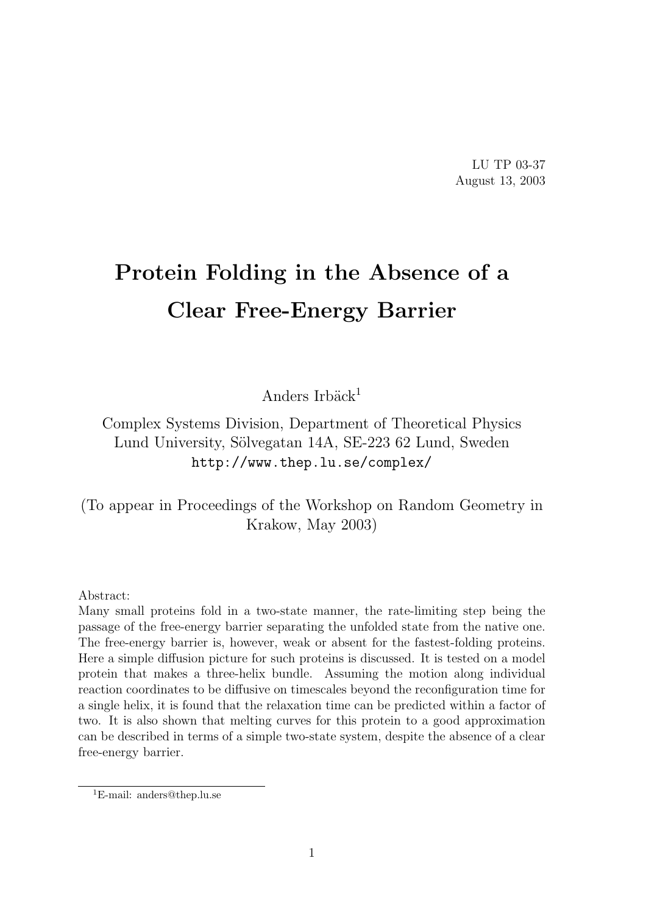LU TP 03-37
August 13, 2003

# Protein Folding in the Absence of a Clear Free-Energy Barrier

Anders Irbäck[1]

Complex Systems Division, Department of Theoretical Physics
Lund University, Sölvegatan 14A, SE-223 62 Lund, Sweden
http://www.thep.lu.se/complex/

(To appear in Proceedings of the Workshop on Random Geometry in Krakow, May 2003)

Abstract:
Many small proteins fold in a two-state manner, the rate-limiting step being the passage of the free-energy barrier separating the unfolded state from the native one. The free-energy barrier is, however, weak or absent for the fastest-folding proteins. Here a simple diffusion picture for such proteins is discussed. It is tested on a model protein that makes a three-helix bundle. Assuming the motion along individual reaction coordinates to be diffusive on timescales beyond the reconfiguration time for a single helix, it is found that the relaxation time can be predicted within a factor of two. It is also shown that melting curves for this protein to a good approximation can be described in terms of a simple two-state system, despite the absence of a clear free-energy barrier.

[1] E-mail: anders@thep.lu.se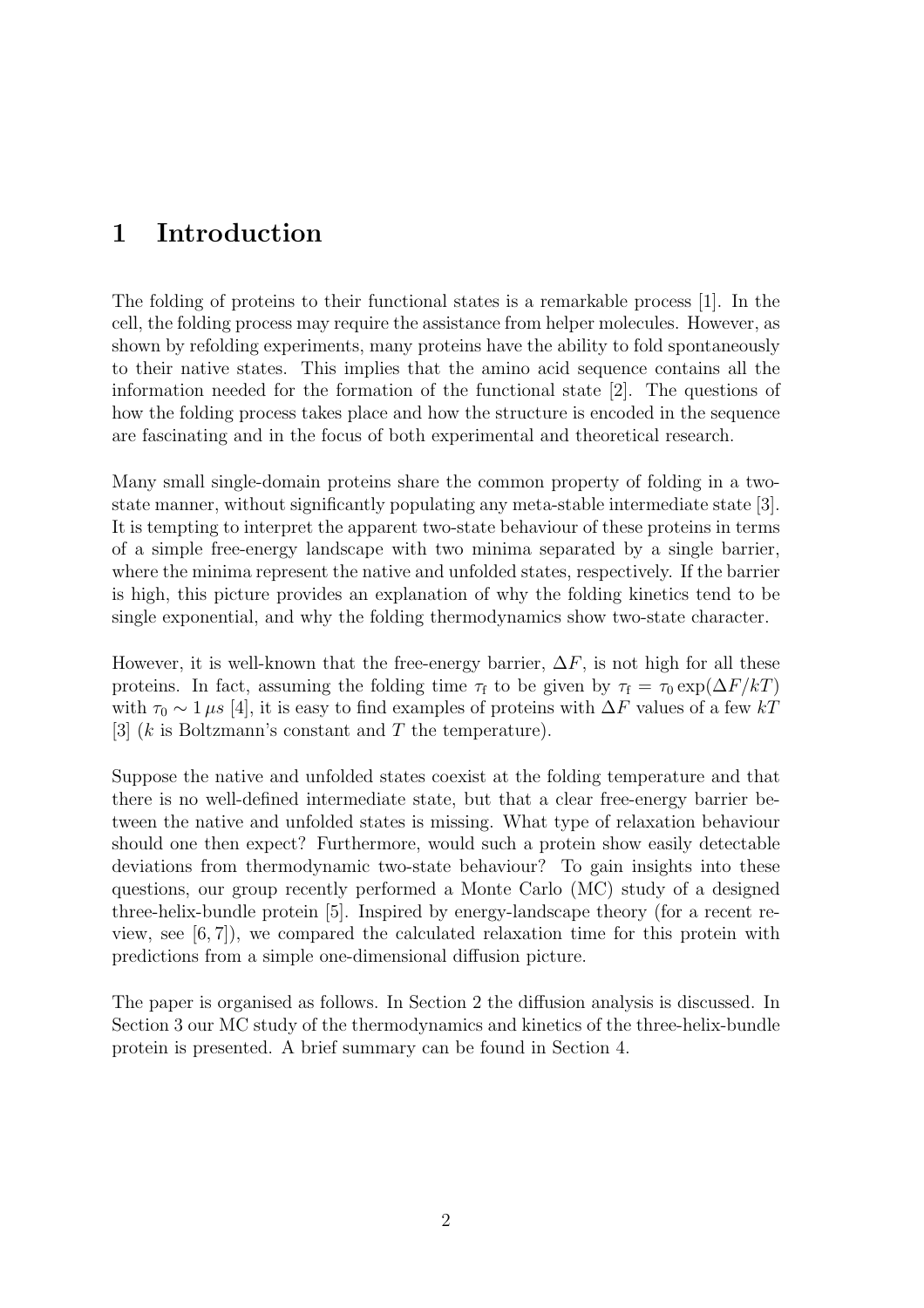# 1 Introduction

The folding of proteins to their functional states is a remarkable process [1]. In the cell, the folding process may require the assistance from helper molecules. However, as shown by refolding experiments, many proteins have the ability to fold spontaneously to their native states. This implies that the amino acid sequence contains all the information needed for the formation of the functional state [2]. The questions of how the folding process takes place and how the structure is encoded in the sequence are fascinating and in the focus of both experimental and theoretical research.

Many small single-domain proteins share the common property of folding in a two-state manner, without significantly populating any meta-stable intermediate state [3]. It is tempting to interpret the apparent two-state behaviour of these proteins in terms of a simple free-energy landscape with two minima separated by a single barrier, where the minima represent the native and unfolded states, respectively. If the barrier is high, this picture provides an explanation of why the folding kinetics tend to be single exponential, and why the folding thermodynamics show two-state character.

However, it is well-known that the free-energy barrier, $\Delta F$, is not high for all these proteins. In fact, assuming the folding time $\tau_f$ to be given by $\tau_f = \tau_0 \exp(\Delta F/kT)$ with $\tau_0 \sim 1\,\mu s$ [4], it is easy to find examples of proteins with $\Delta F$ values of a few $kT$ [3] ($k$ is Boltzmann's constant and $T$ the temperature).

Suppose the native and unfolded states coexist at the folding temperature and that there is no well-defined intermediate state, but that a clear free-energy barrier between the native and unfolded states is missing. What type of relaxation behaviour should one then expect? Furthermore, would such a protein show easily detectable deviations from thermodynamic two-state behaviour? To gain insights into these questions, our group recently performed a Monte Carlo (MC) study of a designed three-helix-bundle protein [5]. Inspired by energy-landscape theory (for a recent review, see [6, 7]), we compared the calculated relaxation time for this protein with predictions from a simple one-dimensional diffusion picture.

The paper is organised as follows. In Section 2 the diffusion analysis is discussed. In Section 3 our MC study of the thermodynamics and kinetics of the three-helix-bundle protein is presented. A brief summary can be found in Section 4.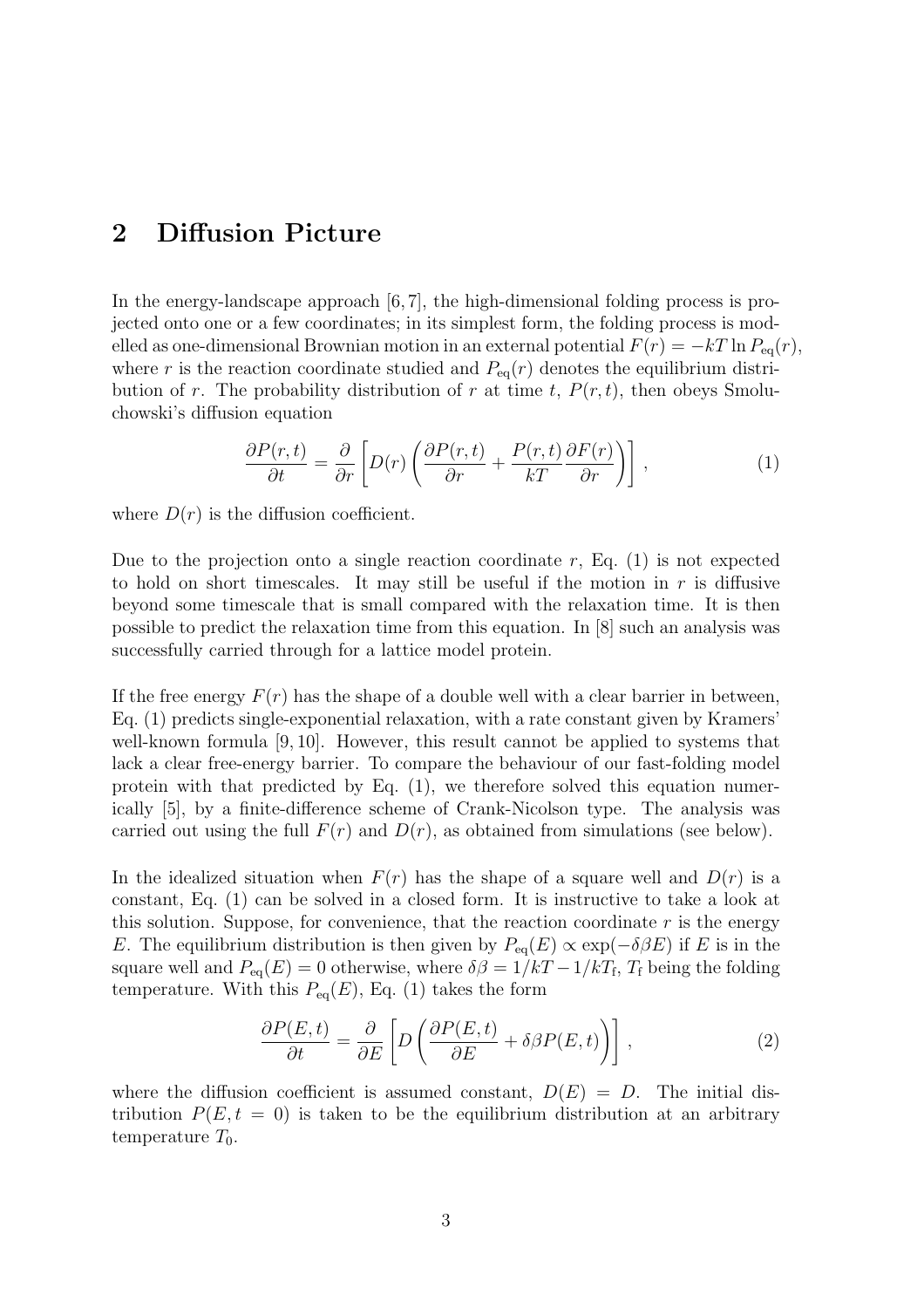## 2 Diffusion Picture

In the energy-landscape approach [6, 7], the high-dimensional folding process is projected onto one or a few coordinates; in its simplest form, the folding process is modelled as one-dimensional Brownian motion in an external potential $F(r) = -kT \ln P_{\text{eq}}(r)$, where $r$ is the reaction coordinate studied and $P_{\text{eq}}(r)$ denotes the equilibrium distribution of $r$. The probability distribution of $r$ at time $t$, $P(r,t)$, then obeys Smoluchowski's diffusion equation

$$\frac{\partial P(r,t)}{\partial t} = \frac{\partial}{\partial r}\left[D(r)\left(\frac{\partial P(r,t)}{\partial r} + \frac{P(r,t)}{kT}\frac{\partial F(r)}{\partial r}\right)\right], \tag{1}$$

where $D(r)$ is the diffusion coefficient.

Due to the projection onto a single reaction coordinate $r$, Eq. (1) is not expected to hold on short timescales. It may still be useful if the motion in $r$ is diffusive beyond some timescale that is small compared with the relaxation time. It is then possible to predict the relaxation time from this equation. In [8] such an analysis was successfully carried through for a lattice model protein.

If the free energy $F(r)$ has the shape of a double well with a clear barrier in between, Eq. (1) predicts single-exponential relaxation, with a rate constant given by Kramers' well-known formula [9, 10]. However, this result cannot be applied to systems that lack a clear free-energy barrier. To compare the behaviour of our fast-folding model protein with that predicted by Eq. (1), we therefore solved this equation numerically [5], by a finite-difference scheme of Crank-Nicolson type. The analysis was carried out using the full $F(r)$ and $D(r)$, as obtained from simulations (see below).

In the idealized situation when $F(r)$ has the shape of a square well and $D(r)$ is a constant, Eq. (1) can be solved in a closed form. It is instructive to take a look at this solution. Suppose, for convenience, that the reaction coordinate $r$ is the energy $E$. The equilibrium distribution is then given by $P_{\text{eq}}(E) \propto \exp(-\delta\beta E)$ if $E$ is in the square well and $P_{\text{eq}}(E) = 0$ otherwise, where $\delta\beta = 1/kT - 1/kT_{\text{f}}$, $T_{\text{f}}$ being the folding temperature. With this $P_{\text{eq}}(E)$, Eq. (1) takes the form

$$\frac{\partial P(E,t)}{\partial t} = \frac{\partial}{\partial E}\left[D\left(\frac{\partial P(E,t)}{\partial E} + \delta\beta P(E,t)\right)\right], \tag{2}$$

where the diffusion coefficient is assumed constant, $D(E) = D$. The initial distribution $P(E, t = 0)$ is taken to be the equilibrium distribution at an arbitrary temperature $T_0$.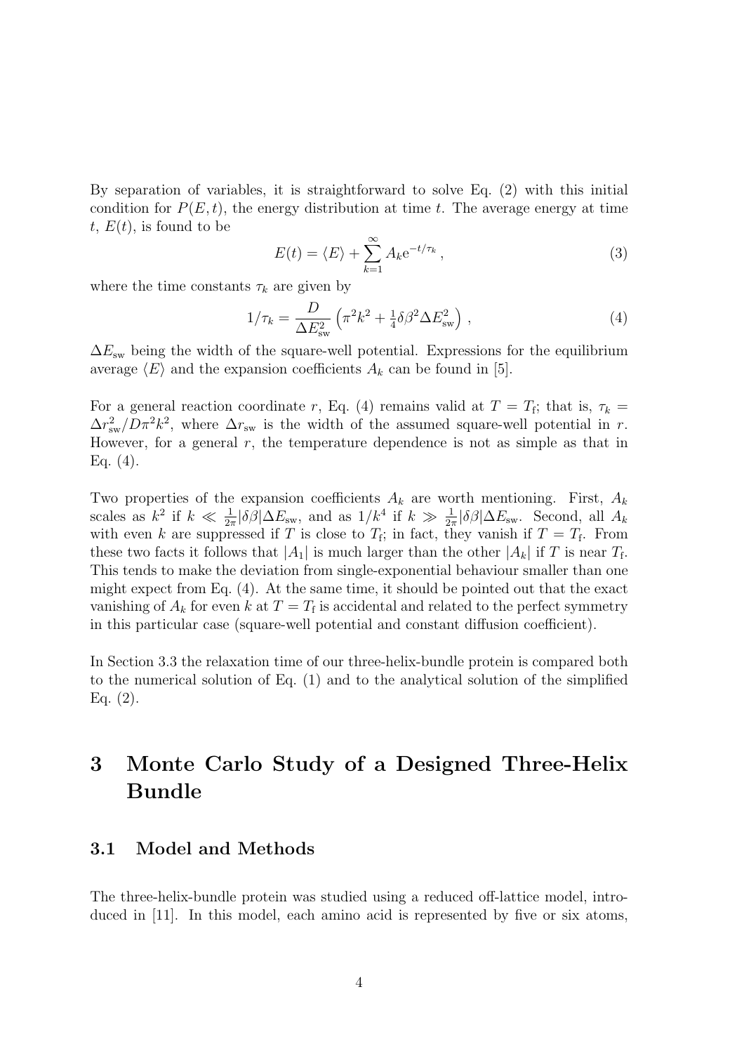By separation of variables, it is straightforward to solve Eq. (2) with this initial condition for $P(E,t)$, the energy distribution at time $t$. The average energy at time $t$, $E(t)$, is found to be

$$E(t) = \langle E \rangle + \sum_{k=1}^{\infty} A_k \mathrm{e}^{-t/\tau_k}\,, \tag{3}$$

where the time constants $\tau_k$ are given by

$$1/\tau_k = \frac{D}{\Delta E_{\mathrm{sw}}^2}\left(\pi^2 k^2 + \tfrac{1}{4}\delta\beta^2 \Delta E_{\mathrm{sw}}^2\right)\,, \tag{4}$$

$\Delta E_{\mathrm{sw}}$ being the width of the square-well potential. Expressions for the equilibrium average $\langle E \rangle$ and the expansion coefficients $A_k$ can be found in [5].

For a general reaction coordinate $r$, Eq. (4) remains valid at $T = T_{\mathrm{f}}$; that is, $\tau_k = \Delta r_{\mathrm{sw}}^2/D\pi^2 k^2$, where $\Delta r_{\mathrm{sw}}$ is the width of the assumed square-well potential in $r$. However, for a general $r$, the temperature dependence is not as simple as that in Eq. (4).

Two properties of the expansion coefficients $A_k$ are worth mentioning. First, $A_k$ scales as $k^2$ if $k \ll \frac{1}{2\pi}|\delta\beta|\Delta E_{\mathrm{sw}}$, and as $1/k^4$ if $k \gg \frac{1}{2\pi}|\delta\beta|\Delta E_{\mathrm{sw}}$. Second, all $A_k$ with even $k$ are suppressed if $T$ is close to $T_{\mathrm{f}}$; in fact, they vanish if $T = T_{\mathrm{f}}$. From these two facts it follows that $|A_1|$ is much larger than the other $|A_k|$ if $T$ is near $T_{\mathrm{f}}$. This tends to make the deviation from single-exponential behaviour smaller than one might expect from Eq. (4). At the same time, it should be pointed out that the exact vanishing of $A_k$ for even $k$ at $T = T_{\mathrm{f}}$ is accidental and related to the perfect symmetry in this particular case (square-well potential and constant diffusion coefficient).

In Section 3.3 the relaxation time of our three-helix-bundle protein is compared both to the numerical solution of Eq. (1) and to the analytical solution of the simplified Eq. (2).

# 3 Monte Carlo Study of a Designed Three-Helix Bundle

## 3.1 Model and Methods

The three-helix-bundle protein was studied using a reduced off-lattice model, introduced in [11]. In this model, each amino acid is represented by five or six atoms,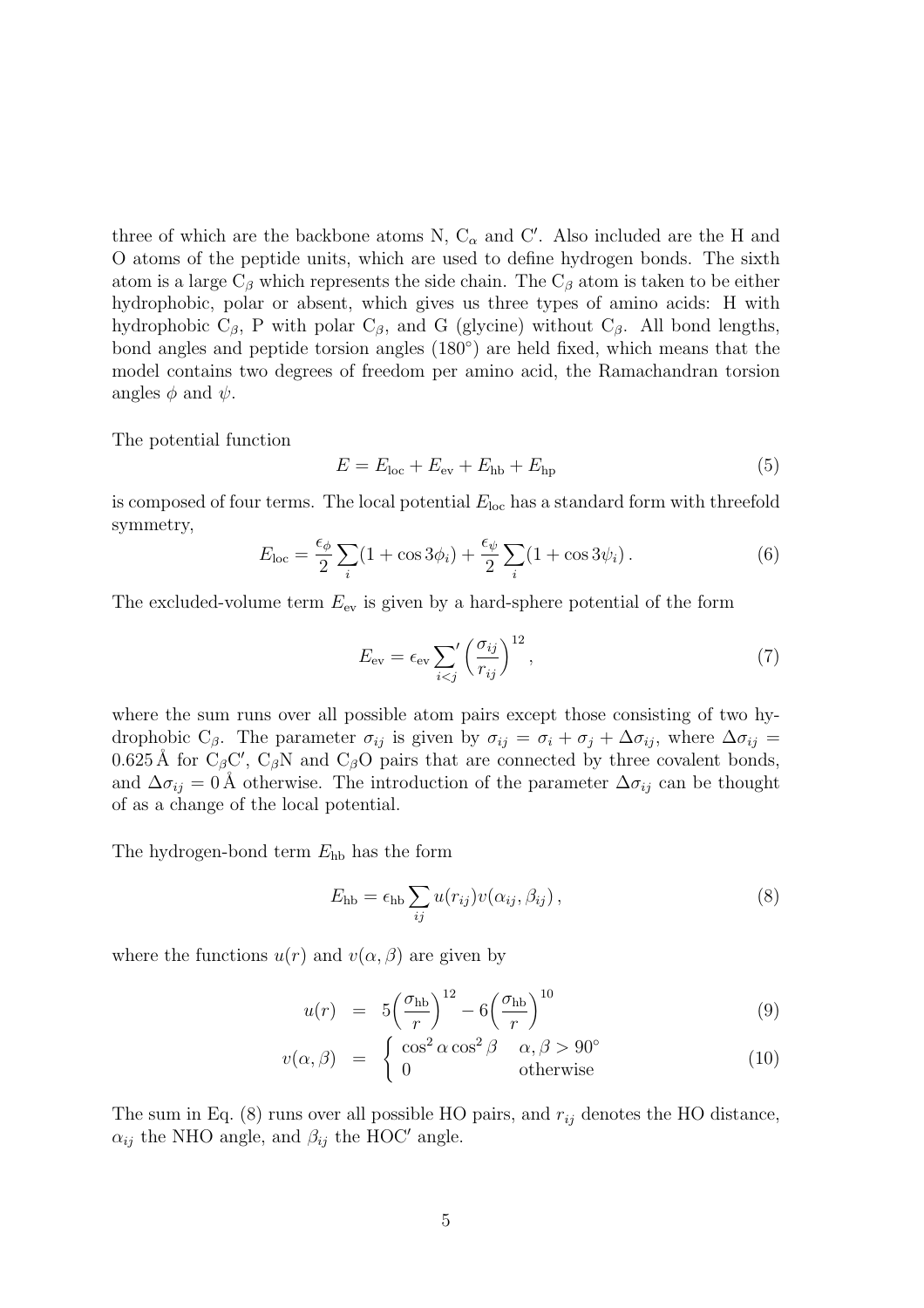three of which are the backbone atoms N, $C_\alpha$ and C′. Also included are the H and O atoms of the peptide units, which are used to define hydrogen bonds. The sixth atom is a large $C_\beta$ which represents the side chain. The $C_\beta$ atom is taken to be either hydrophobic, polar or absent, which gives us three types of amino acids: H with hydrophobic $C_\beta$, P with polar $C_\beta$, and G (glycine) without $C_\beta$. All bond lengths, bond angles and peptide torsion angles (180°) are held fixed, which means that the model contains two degrees of freedom per amino acid, the Ramachandran torsion angles $\phi$ and $\psi$.

The potential function

$$E = E_{\mathrm{loc}} + E_{\mathrm{ev}} + E_{\mathrm{hb}} + E_{\mathrm{hp}} \tag{5}$$

is composed of four terms. The local potential $E_{\mathrm{loc}}$ has a standard form with threefold symmetry,

$$E_{\mathrm{loc}} = \frac{\epsilon_\phi}{2}\sum_i (1+\cos 3\phi_i) + \frac{\epsilon_\psi}{2}\sum_i (1+\cos 3\psi_i)\,. \tag{6}$$

The excluded-volume term $E_{\mathrm{ev}}$ is given by a hard-sphere potential of the form

$$E_{\mathrm{ev}} = \epsilon_{\mathrm{ev}} {\sum_{i<j}}' \left(\frac{\sigma_{ij}}{r_{ij}}\right)^{12}, \tag{7}$$

where the sum runs over all possible atom pairs except those consisting of two hydrophobic $C_\beta$. The parameter $\sigma_{ij}$ is given by $\sigma_{ij} = \sigma_i + \sigma_j + \Delta\sigma_{ij}$, where $\Delta\sigma_{ij} = 0.625\,\text{Å}$ for $C_\beta$C′, $C_\beta$N and $C_\beta$O pairs that are connected by three covalent bonds, and $\Delta\sigma_{ij} = 0\,\text{Å}$ otherwise. The introduction of the parameter $\Delta\sigma_{ij}$ can be thought of as a change of the local potential.

The hydrogen-bond term $E_{\mathrm{hb}}$ has the form

$$E_{\mathrm{hb}} = \epsilon_{\mathrm{hb}} \sum_{ij} u(r_{ij}) v(\alpha_{ij}, \beta_{ij})\,, \tag{8}$$

where the functions $u(r)$ and $v(\alpha, \beta)$ are given by

$$u(r) = 5\left(\frac{\sigma_{\mathrm{hb}}}{r}\right)^{12} - 6\left(\frac{\sigma_{\mathrm{hb}}}{r}\right)^{10} \tag{9}$$

$$v(\alpha,\beta) = \begin{cases} \cos^2\alpha\cos^2\beta & \alpha,\beta > 90^\circ \\ 0 & \text{otherwise} \end{cases} \tag{10}$$

The sum in Eq. (8) runs over all possible HO pairs, and $r_{ij}$ denotes the HO distance, $\alpha_{ij}$ the NHO angle, and $\beta_{ij}$ the HOC′ angle.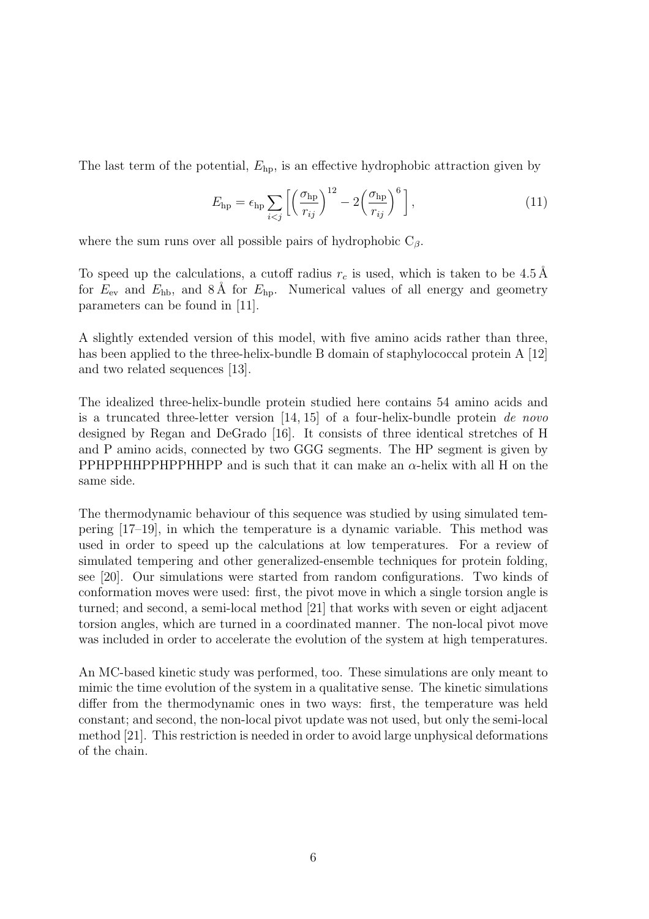The last term of the potential, $E_{\rm hp}$, is an effective hydrophobic attraction given by

$$E_{\rm hp} = \epsilon_{\rm hp} \sum_{i<j} \left[ \left( \frac{\sigma_{\rm hp}}{r_{ij}} \right)^{12} - 2 \left( \frac{\sigma_{\rm hp}}{r_{ij}} \right)^{6} \right], \tag{11}$$

where the sum runs over all possible pairs of hydrophobic $C_\beta$.

To speed up the calculations, a cutoff radius $r_c$ is used, which is taken to be 4.5 Å for $E_{\rm ev}$ and $E_{\rm hb}$, and 8 Å for $E_{\rm hp}$. Numerical values of all energy and geometry parameters can be found in [11].

A slightly extended version of this model, with five amino acids rather than three, has been applied to the three-helix-bundle B domain of staphylococcal protein A [12] and two related sequences [13].

The idealized three-helix-bundle protein studied here contains 54 amino acids and is a truncated three-letter version [14, 15] of a four-helix-bundle protein *de novo* designed by Regan and DeGrado [16]. It consists of three identical stretches of H and P amino acids, connected by two GGG segments. The HP segment is given by PPHPPHHPPHPPHHPP and is such that it can make an $\alpha$-helix with all H on the same side.

The thermodynamic behaviour of this sequence was studied by using simulated tempering [17–19], in which the temperature is a dynamic variable. This method was used in order to speed up the calculations at low temperatures. For a review of simulated tempering and other generalized-ensemble techniques for protein folding, see [20]. Our simulations were started from random configurations. Two kinds of conformation moves were used: first, the pivot move in which a single torsion angle is turned; and second, a semi-local method [21] that works with seven or eight adjacent torsion angles, which are turned in a coordinated manner. The non-local pivot move was included in order to accelerate the evolution of the system at high temperatures.

An MC-based kinetic study was performed, too. These simulations are only meant to mimic the time evolution of the system in a qualitative sense. The kinetic simulations differ from the thermodynamic ones in two ways: first, the temperature was held constant; and second, the non-local pivot update was not used, but only the semi-local method [21]. This restriction is needed in order to avoid large unphysical deformations of the chain.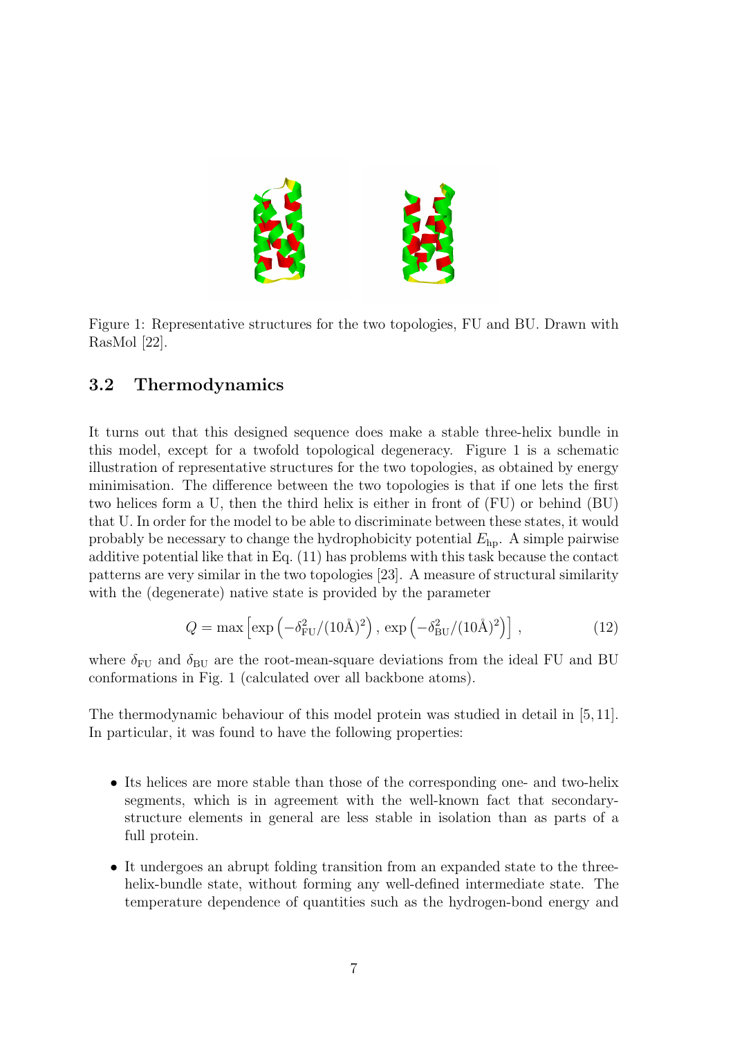Figure 1: Representative structures for the two topologies, FU and BU. Drawn with RasMol [22].

### 3.2 Thermodynamics

It turns out that this designed sequence does make a stable three-helix bundle in this model, except for a twofold topological degeneracy. Figure 1 is a schematic illustration of representative structures for the two topologies, as obtained by energy minimisation. The difference between the two topologies is that if one lets the first two helices form a U, then the third helix is either in front of (FU) or behind (BU) that U. In order for the model to be able to discriminate between these states, it would probably be necessary to change the hydrophobicity potential $E_{\mathrm{hp}}$. A simple pairwise additive potential like that in Eq. (11) has problems with this task because the contact patterns are very similar in the two topologies [23]. A measure of structural similarity with the (degenerate) native state is provided by the parameter

$$Q = \max\left[\exp\left(-\delta_{\mathrm{FU}}^2/(10\text{Å})^2\right),\, \exp\left(-\delta_{\mathrm{BU}}^2/(10\text{Å})^2\right)\right], \tag{12}$$

where $\delta_{\mathrm{FU}}$ and $\delta_{\mathrm{BU}}$ are the root-mean-square deviations from the ideal FU and BU conformations in Fig. 1 (calculated over all backbone atoms).

The thermodynamic behaviour of this model protein was studied in detail in [5, 11]. In particular, it was found to have the following properties:

- Its helices are more stable than those of the corresponding one- and two-helix segments, which is in agreement with the well-known fact that secondary-structure elements in general are less stable in isolation than as parts of a full protein.
- It undergoes an abrupt folding transition from an expanded state to the three-helix-bundle state, without forming any well-defined intermediate state. The temperature dependence of quantities such as the hydrogen-bond energy and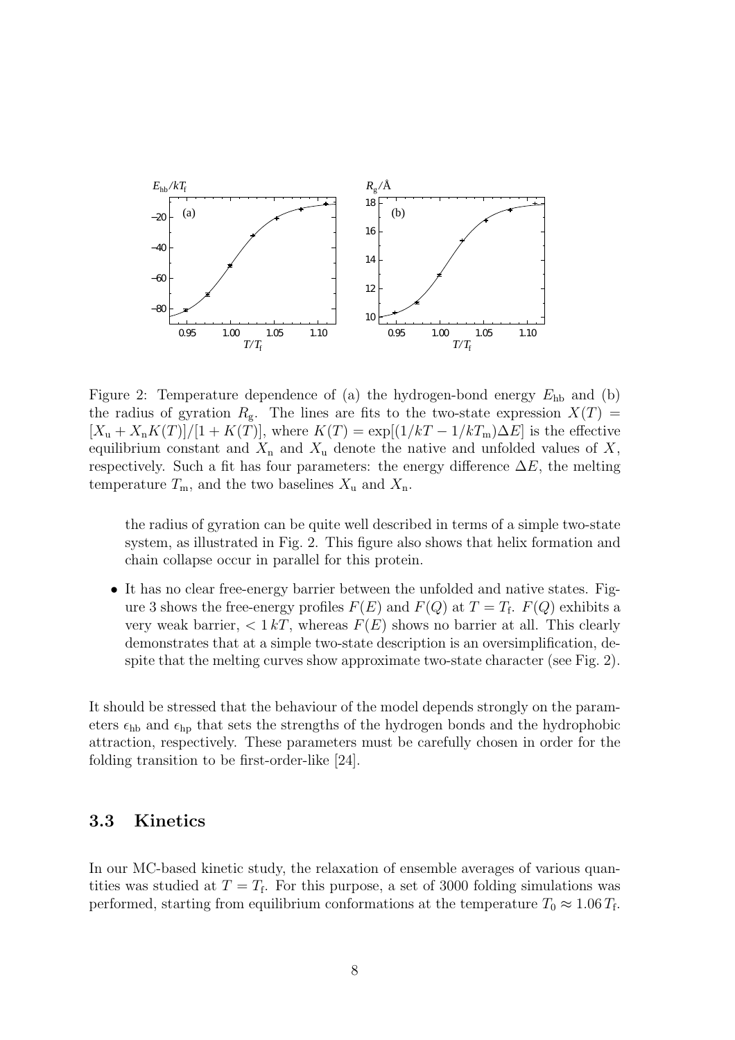Figure 2: Temperature dependence of (a) the hydrogen-bond energy $E_{\rm hb}$ and (b) the radius of gyration $R_{\rm g}$. The lines are fits to the two-state expression $X(T) = [X_{\rm u} + X_{\rm n}K(T)]/[1 + K(T)]$, where $K(T) = \exp[(1/kT - 1/kT_{\rm m})\Delta E]$ is the effective equilibrium constant and $X_{\rm n}$ and $X_{\rm u}$ denote the native and unfolded values of $X$, respectively. Such a fit has four parameters: the energy difference $\Delta E$, the melting temperature $T_{\rm m}$, and the two baselines $X_{\rm u}$ and $X_{\rm n}$.

the radius of gyration can be quite well described in terms of a simple two-state system, as illustrated in Fig. 2. This figure also shows that helix formation and chain collapse occur in parallel for this protein.

- It has no clear free-energy barrier between the unfolded and native states. Figure 3 shows the free-energy profiles $F(E)$ and $F(Q)$ at $T = T_{\rm f}$. $F(Q)$ exhibits a very weak barrier, $< 1\,kT$, whereas $F(E)$ shows no barrier at all. This clearly demonstrates that at a simple two-state description is an oversimplification, despite that the melting curves show approximate two-state character (see Fig. 2).

It should be stressed that the behaviour of the model depends strongly on the parameters $\epsilon_{\rm hb}$ and $\epsilon_{\rm hp}$ that sets the strengths of the hydrogen bonds and the hydrophobic attraction, respectively. These parameters must be carefully chosen in order for the folding transition to be first-order-like [24].

### 3.3 Kinetics

In our MC-based kinetic study, the relaxation of ensemble averages of various quantities was studied at $T = T_{\rm f}$. For this purpose, a set of 3000 folding simulations was performed, starting from equilibrium conformations at the temperature $T_0 \approx 1.06\,T_{\rm f}$.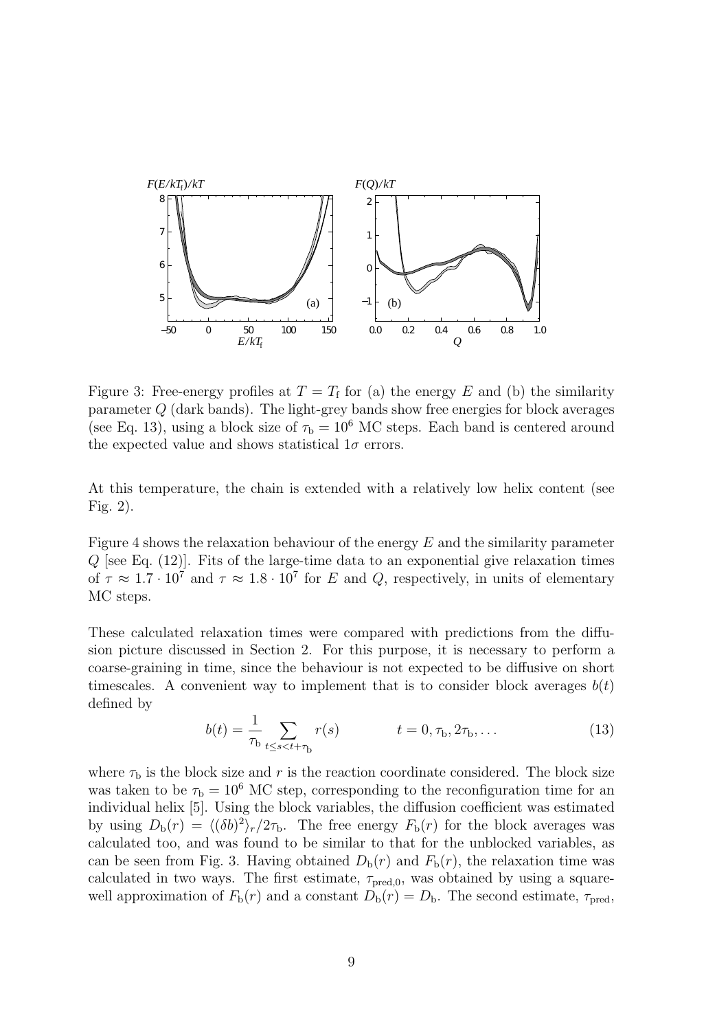Figure 3: Free-energy profiles at $T = T_\mathrm{f}$ for (a) the energy $E$ and (b) the similarity parameter $Q$ (dark bands). The light-grey bands show free energies for block averages (see Eq. 13), using a block size of $\tau_\mathrm{b} = 10^6$ MC steps. Each band is centered around the expected value and shows statistical $1\sigma$ errors.

At this temperature, the chain is extended with a relatively low helix content (see Fig. 2).

Figure 4 shows the relaxation behaviour of the energy $E$ and the similarity parameter $Q$ [see Eq. (12)]. Fits of the large-time data to an exponential give relaxation times of $\tau \approx 1.7 \cdot 10^7$ and $\tau \approx 1.8 \cdot 10^7$ for $E$ and $Q$, respectively, in units of elementary MC steps.

These calculated relaxation times were compared with predictions from the diffusion picture discussed in Section 2. For this purpose, it is necessary to perform a coarse-graining in time, since the behaviour is not expected to be diffusive on short timescales. A convenient way to implement that is to consider block averages $b(t)$ defined by

$$b(t) = \frac{1}{\tau_\mathrm{b}} \sum_{t \le s < t+\tau_\mathrm{b}} r(s) \qquad\qquad t = 0, \tau_\mathrm{b}, 2\tau_\mathrm{b}, \ldots \tag{13}$$

where $\tau_\mathrm{b}$ is the block size and $r$ is the reaction coordinate considered. The block size was taken to be $\tau_\mathrm{b} = 10^6$ MC step, corresponding to the reconfiguration time for an individual helix [5]. Using the block variables, the diffusion coefficient was estimated by using $D_\mathrm{b}(r) = \langle (\delta b)^2 \rangle_r / 2\tau_\mathrm{b}$. The free energy $F_\mathrm{b}(r)$ for the block averages was calculated too, and was found to be similar to that for the unblocked variables, as can be seen from Fig. 3. Having obtained $D_\mathrm{b}(r)$ and $F_\mathrm{b}(r)$, the relaxation time was calculated in two ways. The first estimate, $\tau_{\mathrm{pred},0}$, was obtained by using a square-well approximation of $F_\mathrm{b}(r)$ and a constant $D_\mathrm{b}(r) = D_\mathrm{b}$. The second estimate, $\tau_\mathrm{pred}$,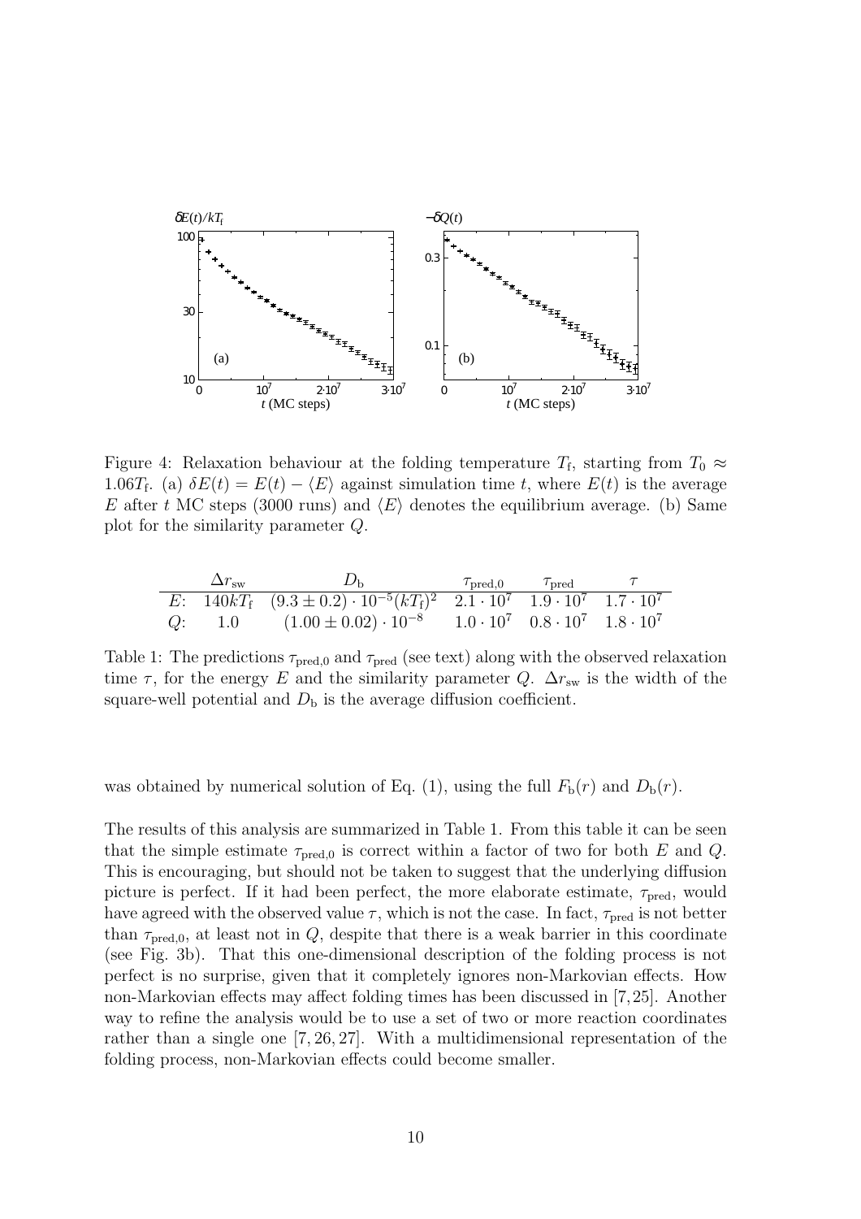Figure 4: Relaxation behaviour at the folding temperature $T_\mathrm{f}$, starting from $T_0 \approx 1.06T_\mathrm{f}$. (a) $\delta E(t) = E(t) - \langle E \rangle$ against simulation time $t$, where $E(t)$ is the average $E$ after $t$ MC steps (3000 runs) and $\langle E \rangle$ denotes the equilibrium average. (b) Same plot for the similarity parameter $Q$.

| | $\Delta r_\mathrm{sw}$ | $D_\mathrm{b}$ | $\tau_\mathrm{pred,0}$ | $\tau_\mathrm{pred}$ | $\tau$ |
|---|---|---|---|---|---|
| $E$: | $140kT_\mathrm{f}$ | $(9.3 \pm 0.2) \cdot 10^{-5}(kT_\mathrm{f})^2$ | $2.1 \cdot 10^7$ | $1.9 \cdot 10^7$ | $1.7 \cdot 10^7$ |
| $Q$: | 1.0 | $(1.00 \pm 0.02) \cdot 10^{-8}$ | $1.0 \cdot 10^7$ | $0.8 \cdot 10^7$ | $1.8 \cdot 10^7$ |

Table 1: The predictions $\tau_\mathrm{pred,0}$ and $\tau_\mathrm{pred}$ (see text) along with the observed relaxation time $\tau$, for the energy $E$ and the similarity parameter $Q$. $\Delta r_\mathrm{sw}$ is the width of the square-well potential and $D_\mathrm{b}$ is the average diffusion coefficient.

was obtained by numerical solution of Eq. (1), using the full $F_\mathrm{b}(r)$ and $D_\mathrm{b}(r)$.

The results of this analysis are summarized in Table 1. From this table it can be seen that the simple estimate $\tau_\mathrm{pred,0}$ is correct within a factor of two for both $E$ and $Q$. This is encouraging, but should not be taken to suggest that the underlying diffusion picture is perfect. If it had been perfect, the more elaborate estimate, $\tau_\mathrm{pred}$, would have agreed with the observed value $\tau$, which is not the case. In fact, $\tau_\mathrm{pred}$ is not better than $\tau_\mathrm{pred,0}$, at least not in $Q$, despite that there is a weak barrier in this coordinate (see Fig. 3b). That this one-dimensional description of the folding process is not perfect is no surprise, given that it completely ignores non-Markovian effects. How non-Markovian effects may affect folding times has been discussed in [7, 25]. Another way to refine the analysis would be to use a set of two or more reaction coordinates rather than a single one [7, 26, 27]. With a multidimensional representation of the folding process, non-Markovian effects could become smaller.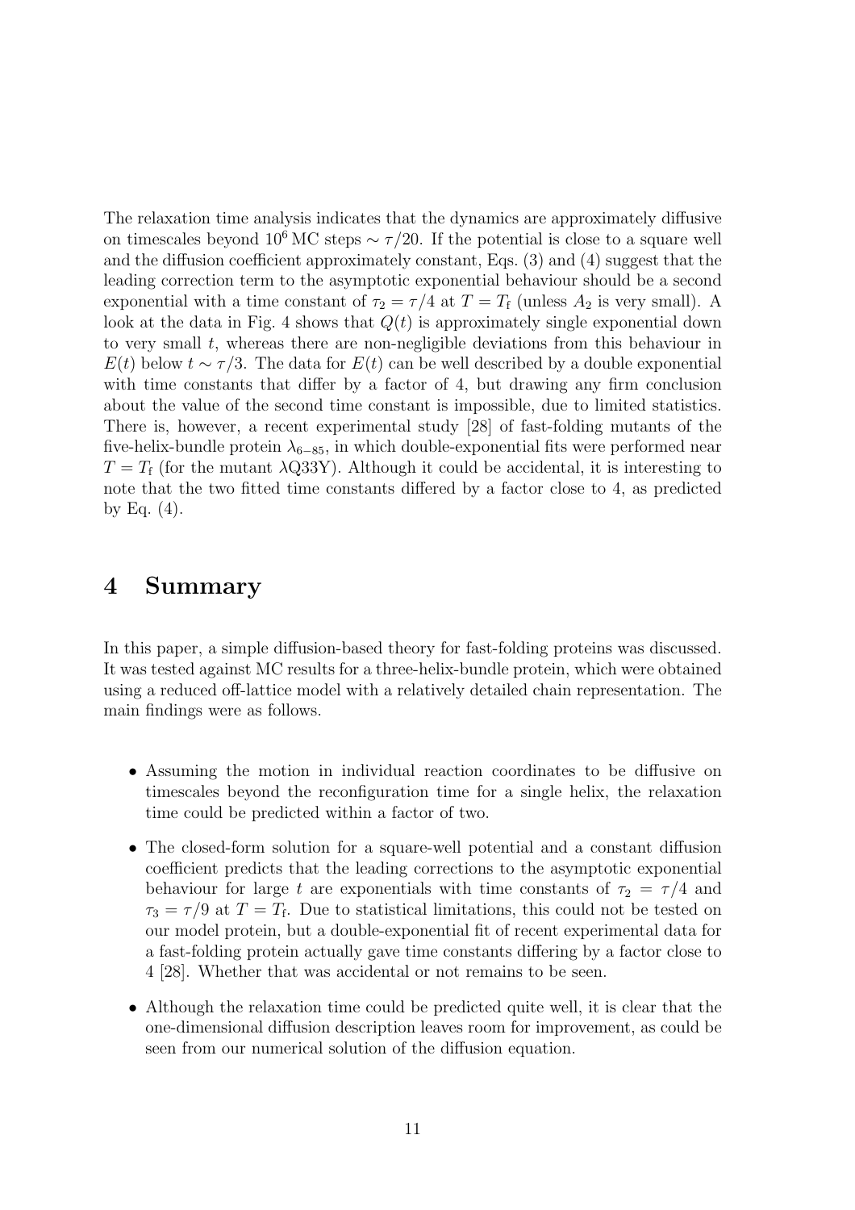The relaxation time analysis indicates that the dynamics are approximately diffusive on timescales beyond $10^6$ MC steps $\sim \tau/20$. If the potential is close to a square well and the diffusion coefficient approximately constant, Eqs. (3) and (4) suggest that the leading correction term to the asymptotic exponential behaviour should be a second exponential with a time constant of $\tau_2 = \tau/4$ at $T = T_\mathrm{f}$ (unless $A_2$ is very small). A look at the data in Fig. 4 shows that $Q(t)$ is approximately single exponential down to very small $t$, whereas there are non-negligible deviations from this behaviour in $E(t)$ below $t \sim \tau/3$. The data for $E(t)$ can be well described by a double exponential with time constants that differ by a factor of 4, but drawing any firm conclusion about the value of the second time constant is impossible, due to limited statistics. There is, however, a recent experimental study [28] of fast-folding mutants of the five-helix-bundle protein $\lambda_{6-85}$, in which double-exponential fits were performed near $T = T_\mathrm{f}$ (for the mutant $\lambda$Q33Y). Although it could be accidental, it is interesting to note that the two fitted time constants differed by a factor close to 4, as predicted by Eq. (4).

# 4 Summary

In this paper, a simple diffusion-based theory for fast-folding proteins was discussed. It was tested against MC results for a three-helix-bundle protein, which were obtained using a reduced off-lattice model with a relatively detailed chain representation. The main findings were as follows.

- Assuming the motion in individual reaction coordinates to be diffusive on timescales beyond the reconfiguration time for a single helix, the relaxation time could be predicted within a factor of two.
- The closed-form solution for a square-well potential and a constant diffusion coefficient predicts that the leading corrections to the asymptotic exponential behaviour for large $t$ are exponentials with time constants of $\tau_2 = \tau/4$ and $\tau_3 = \tau/9$ at $T = T_\mathrm{f}$. Due to statistical limitations, this could not be tested on our model protein, but a double-exponential fit of recent experimental data for a fast-folding protein actually gave time constants differing by a factor close to 4 [28]. Whether that was accidental or not remains to be seen.
- Although the relaxation time could be predicted quite well, it is clear that the one-dimensional diffusion description leaves room for improvement, as could be seen from our numerical solution of the diffusion equation.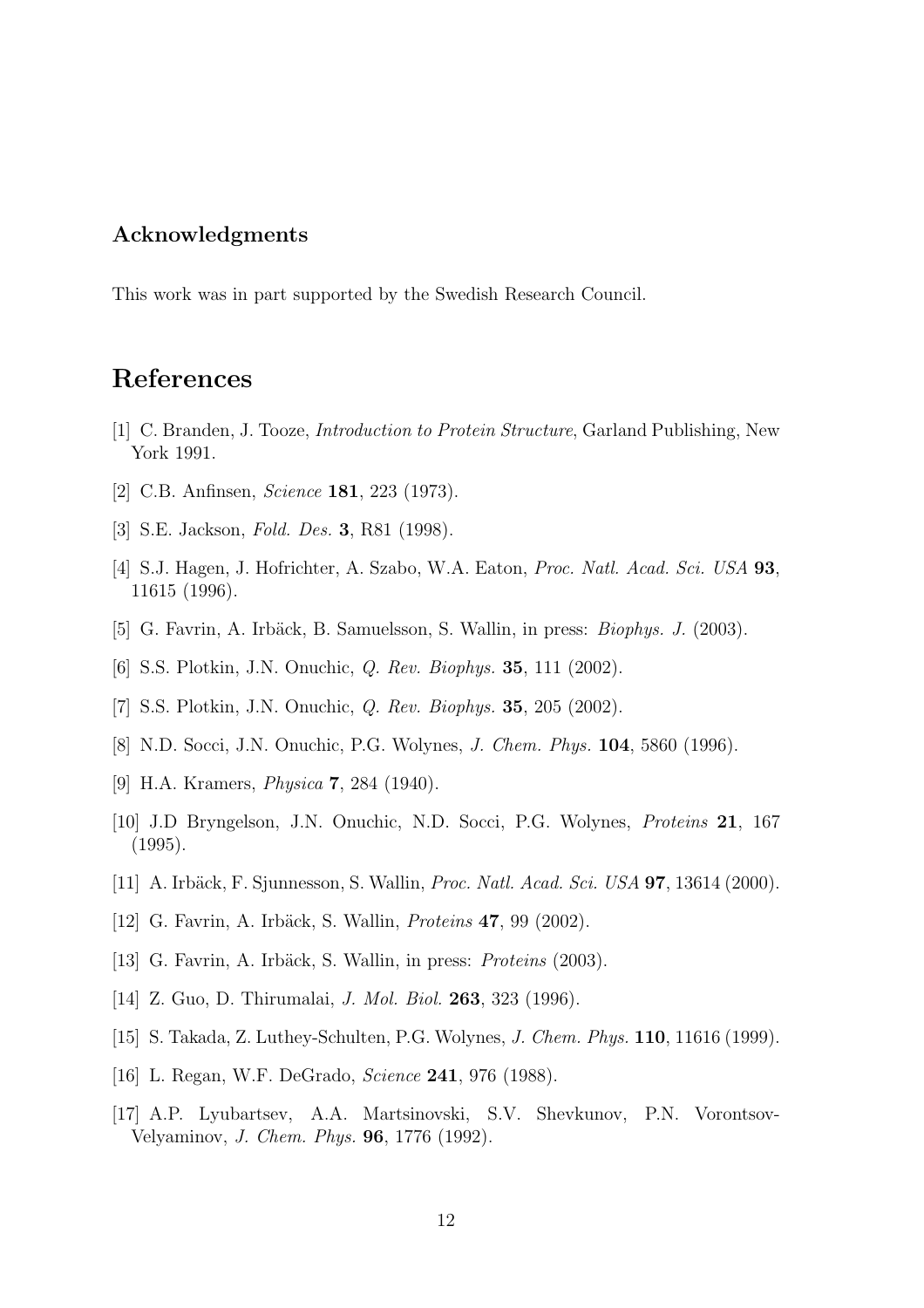## Acknowledgments

This work was in part supported by the Swedish Research Council.

# References

[1] C. Branden, J. Tooze, *Introduction to Protein Structure*, Garland Publishing, New York 1991.

[2] C.B. Anfinsen, *Science* **181**, 223 (1973).

[3] S.E. Jackson, *Fold. Des.* **3**, R81 (1998).

[4] S.J. Hagen, J. Hofrichter, A. Szabo, W.A. Eaton, *Proc. Natl. Acad. Sci. USA* **93**, 11615 (1996).

[5] G. Favrin, A. Irbäck, B. Samuelsson, S. Wallin, in press: *Biophys. J.* (2003).

[6] S.S. Plotkin, J.N. Onuchic, *Q. Rev. Biophys.* **35**, 111 (2002).

[7] S.S. Plotkin, J.N. Onuchic, *Q. Rev. Biophys.* **35**, 205 (2002).

[8] N.D. Socci, J.N. Onuchic, P.G. Wolynes, *J. Chem. Phys.* **104**, 5860 (1996).

[9] H.A. Kramers, *Physica* **7**, 284 (1940).

[10] J.D Bryngelson, J.N. Onuchic, N.D. Socci, P.G. Wolynes, *Proteins* **21**, 167 (1995).

[11] A. Irbäck, F. Sjunnesson, S. Wallin, *Proc. Natl. Acad. Sci. USA* **97**, 13614 (2000).

[12] G. Favrin, A. Irbäck, S. Wallin, *Proteins* **47**, 99 (2002).

[13] G. Favrin, A. Irbäck, S. Wallin, in press: *Proteins* (2003).

[14] Z. Guo, D. Thirumalai, *J. Mol. Biol.* **263**, 323 (1996).

[15] S. Takada, Z. Luthey-Schulten, P.G. Wolynes, *J. Chem. Phys.* **110**, 11616 (1999).

[16] L. Regan, W.F. DeGrado, *Science* **241**, 976 (1988).

[17] A.P. Lyubartsev, A.A. Martsinovski, S.V. Shevkunov, P.N. Vorontsov-Velyaminov, *J. Chem. Phys.* **96**, 1776 (1992).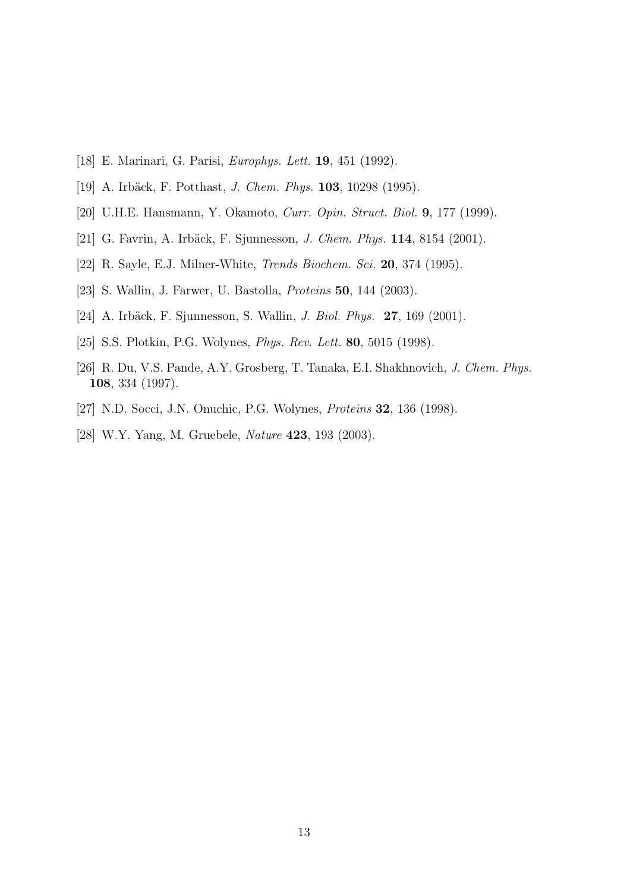[18] E. Marinari, G. Parisi, *Europhys. Lett.* **19**, 451 (1992).

[19] A. Irbäck, F. Potthast, *J. Chem. Phys.* **103**, 10298 (1995).

[20] U.H.E. Hansmann, Y. Okamoto, *Curr. Opin. Struct. Biol.* **9**, 177 (1999).

[21] G. Favrin, A. Irbäck, F. Sjunnesson, *J. Chem. Phys.* **114**, 8154 (2001).

[22] R. Sayle, E.J. Milner-White, *Trends Biochem. Sci.* **20**, 374 (1995).

[23] S. Wallin, J. Farwer, U. Bastolla, *Proteins* **50**, 144 (2003).

[24] A. Irbäck, F. Sjunnesson, S. Wallin, *J. Biol. Phys.* **27**, 169 (2001).

[25] S.S. Plotkin, P.G. Wolynes, *Phys. Rev. Lett.* **80**, 5015 (1998).

[26] R. Du, V.S. Pande, A.Y. Grosberg, T. Tanaka, E.I. Shakhnovich, *J. Chem. Phys.* **108**, 334 (1997).

[27] N.D. Socci, J.N. Onuchic, P.G. Wolynes, *Proteins* **32**, 136 (1998).

[28] W.Y. Yang, M. Gruebele, *Nature* **423**, 193 (2003).